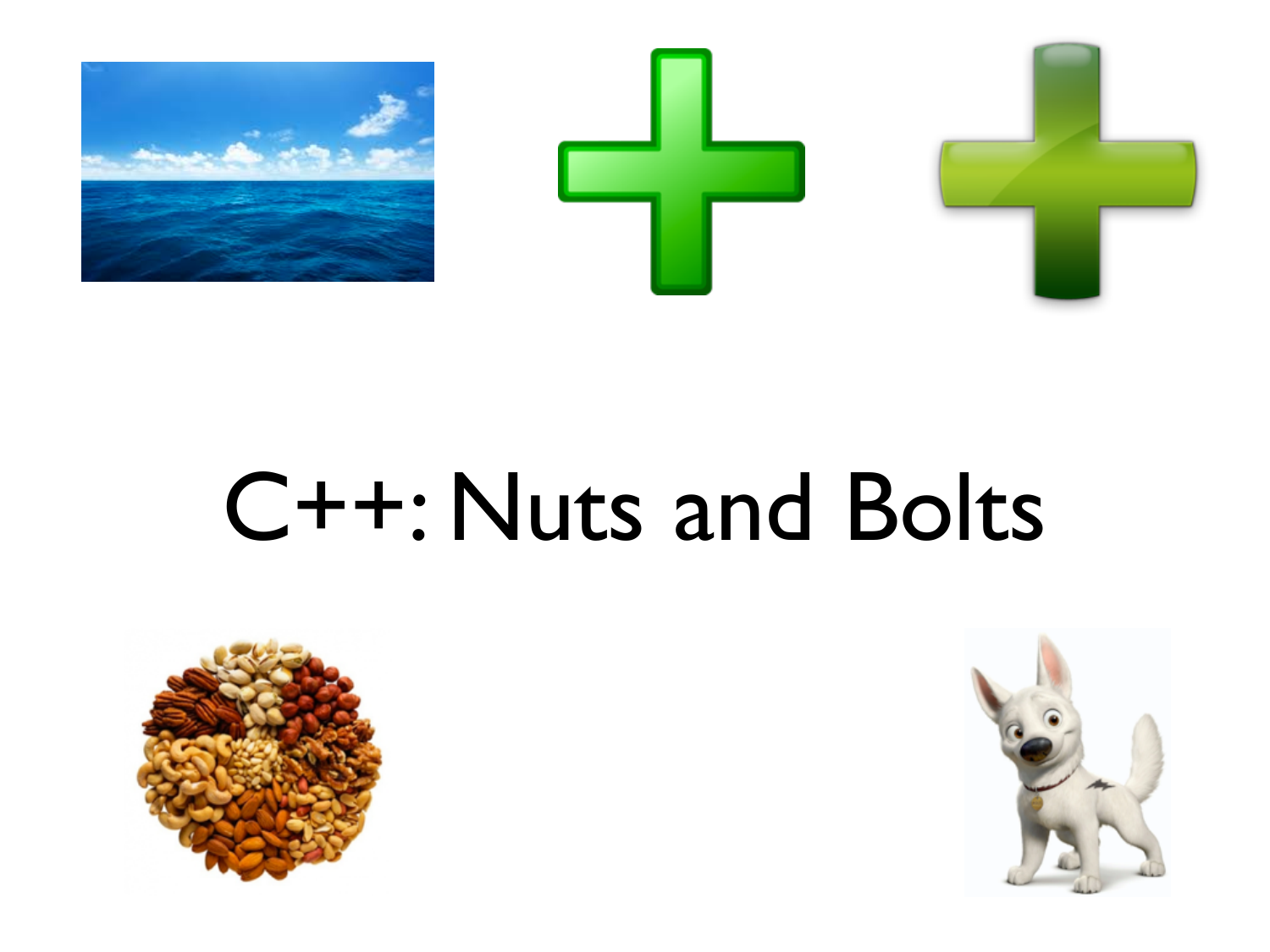# C++: Nuts and Bolts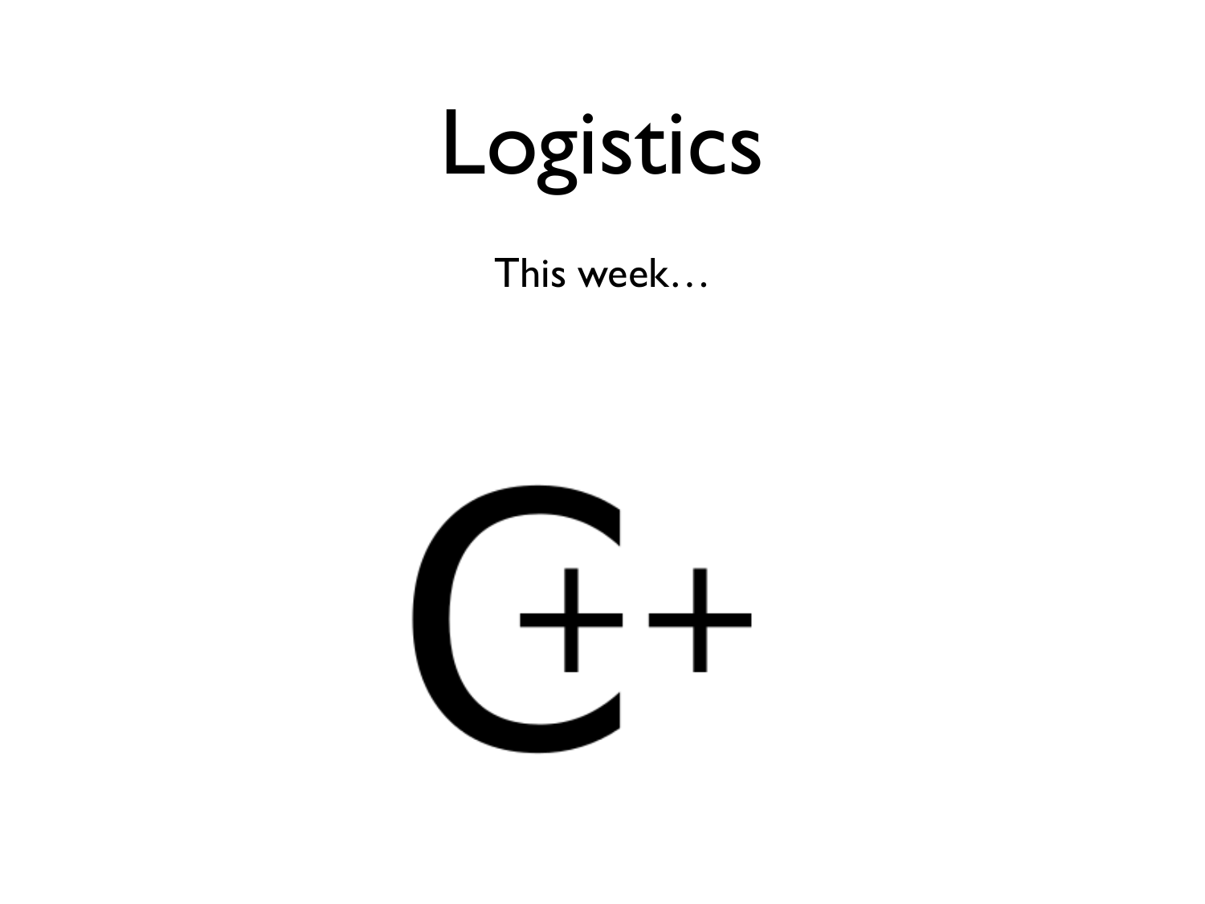# Logistics

This week…

C++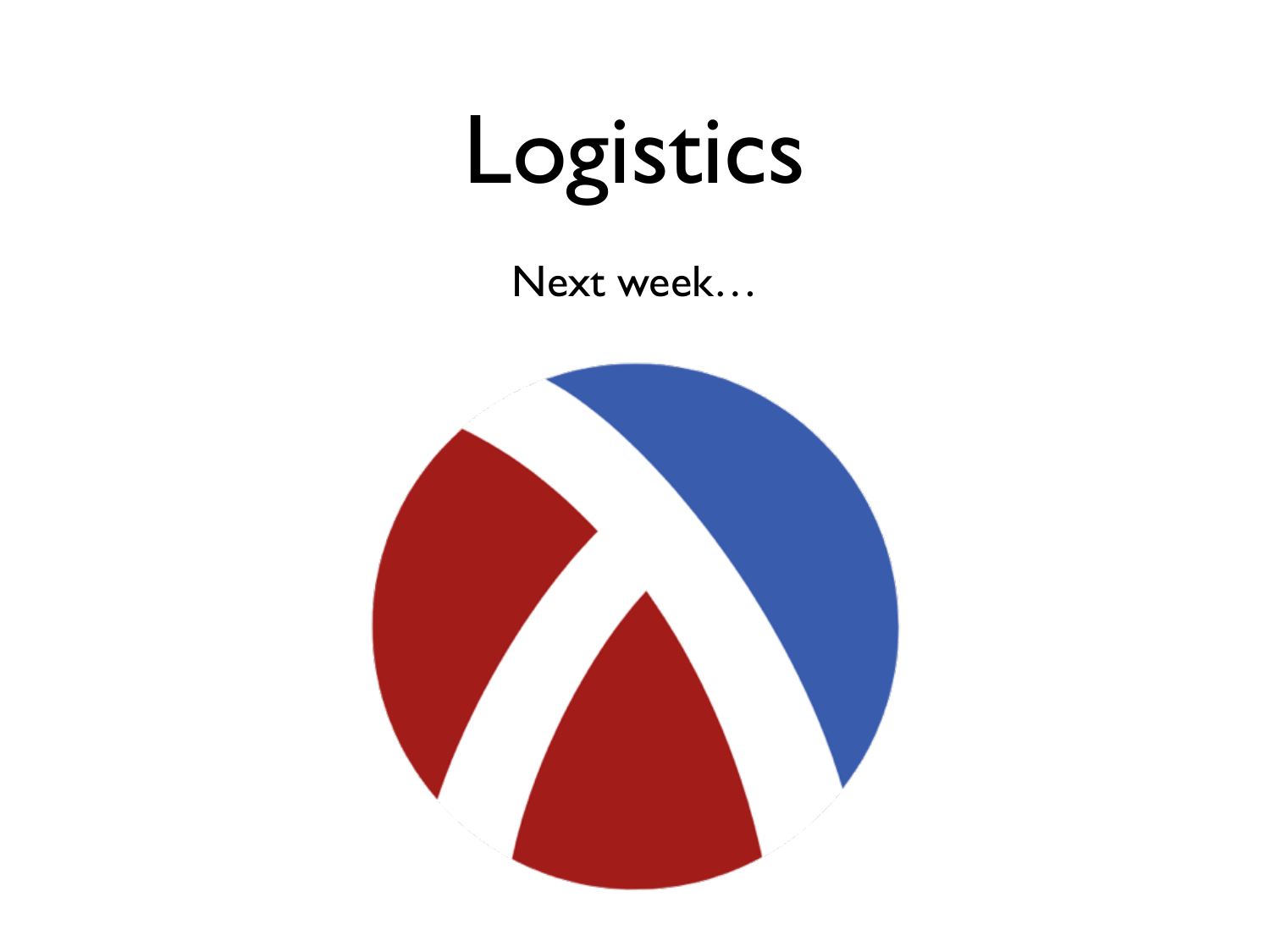# Logistics

Next week…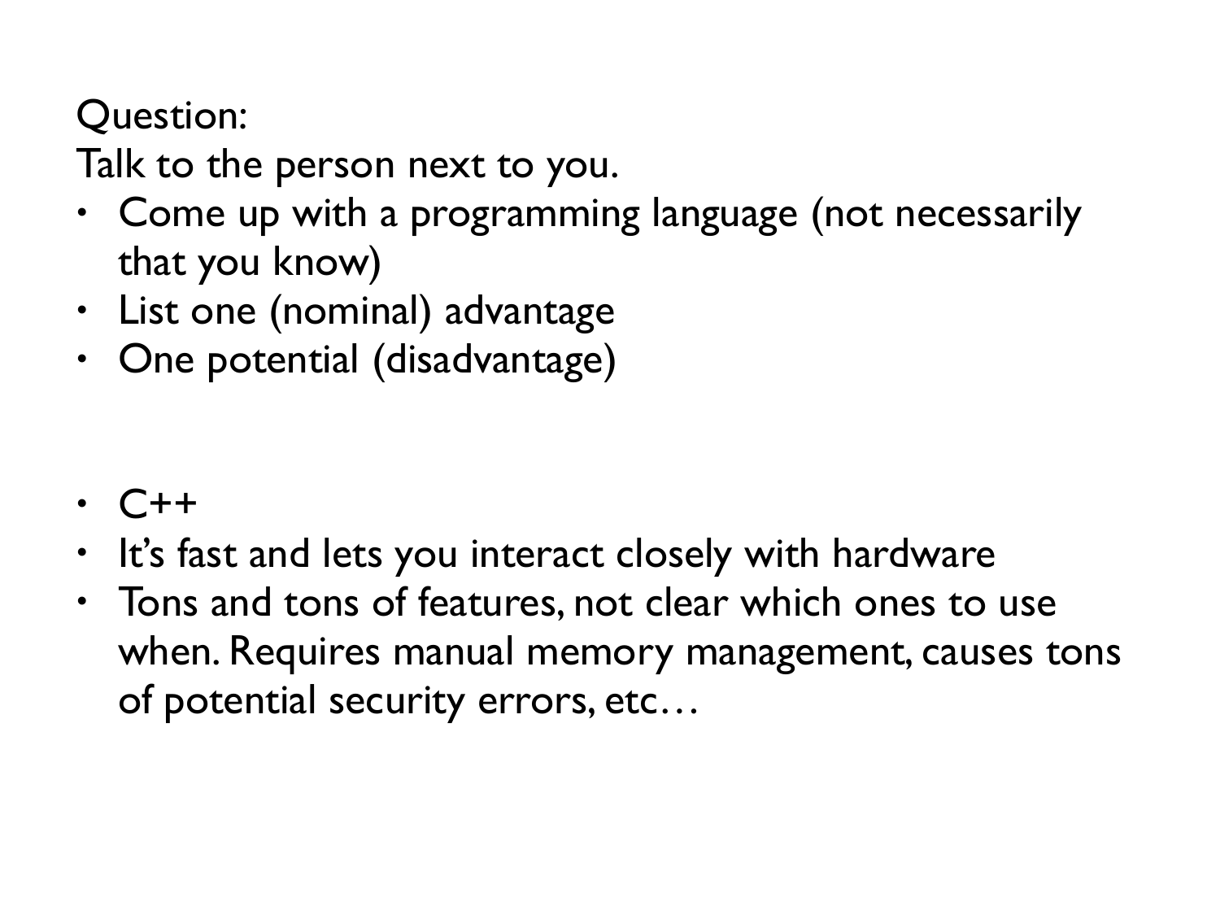Question:

Talk to the person next to you.

- Come up with a programming language (not necessarily that you know)
- List one (nominal) advantage
- One potential (disadvantage)

- C++
- It's fast and lets you interact closely with hardware
- Tons and tons of features, not clear which ones to use when. Requires manual memory management, causes tons of potential security errors, etc…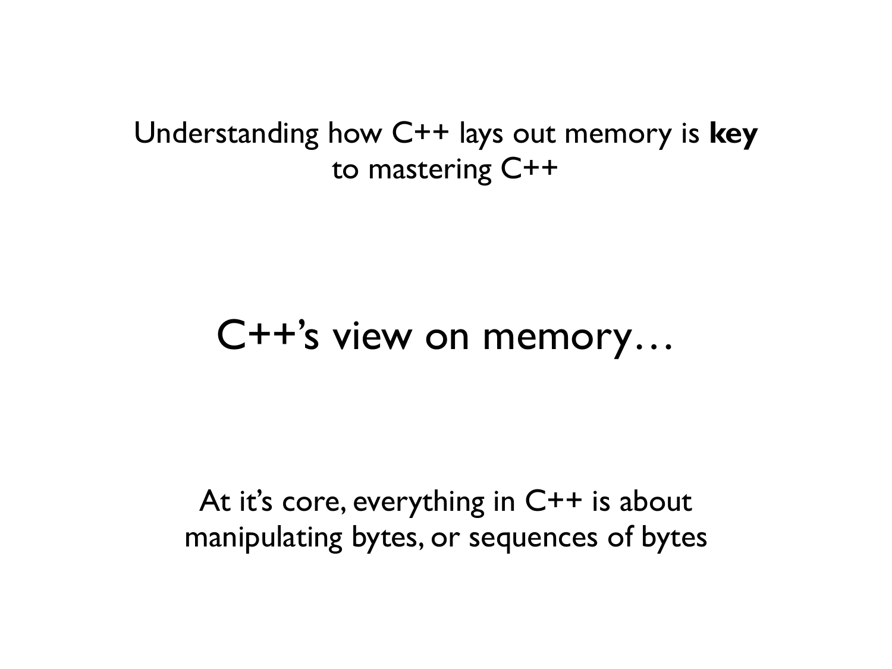Understanding how C++ lays out memory is **key** to mastering C++

## C++'s view on memory…

At it's core, everything in C++ is about manipulating bytes, or sequences of bytes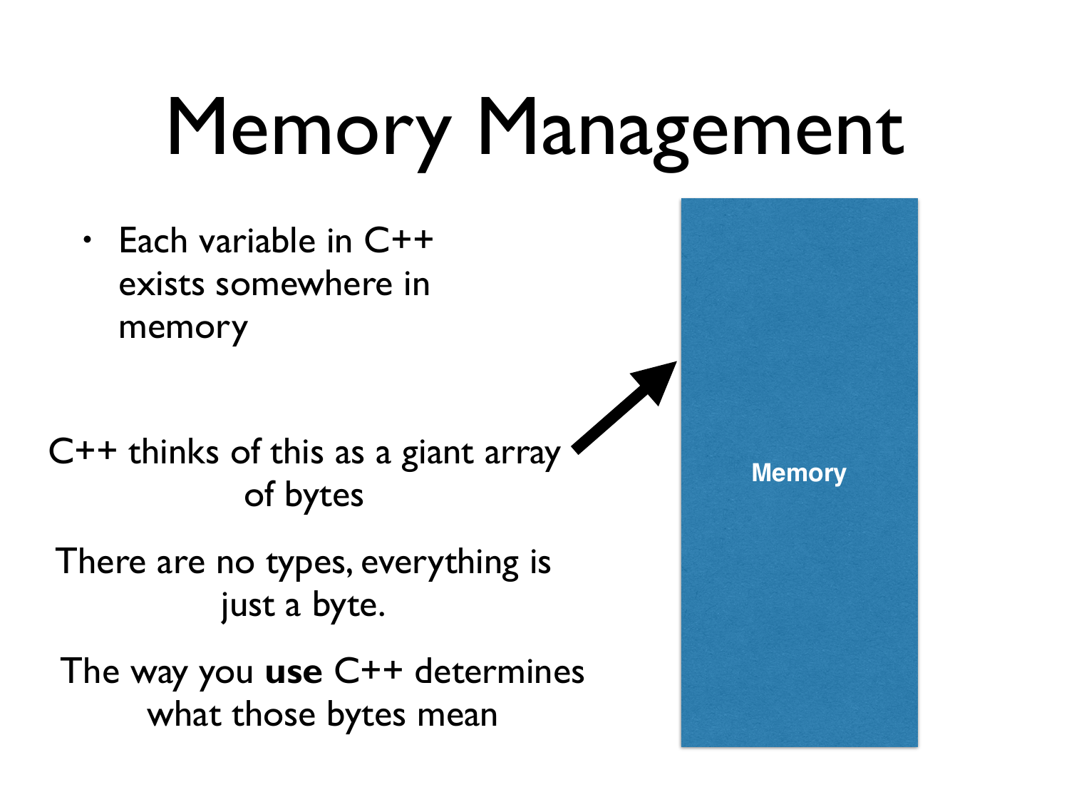# Memory Management

- Each variable in C++ exists somewhere in memory

C++ thinks of this as a giant array of bytes

There are no types, everything is just a byte.

The way you **use** C++ determines what those bytes mean

Memory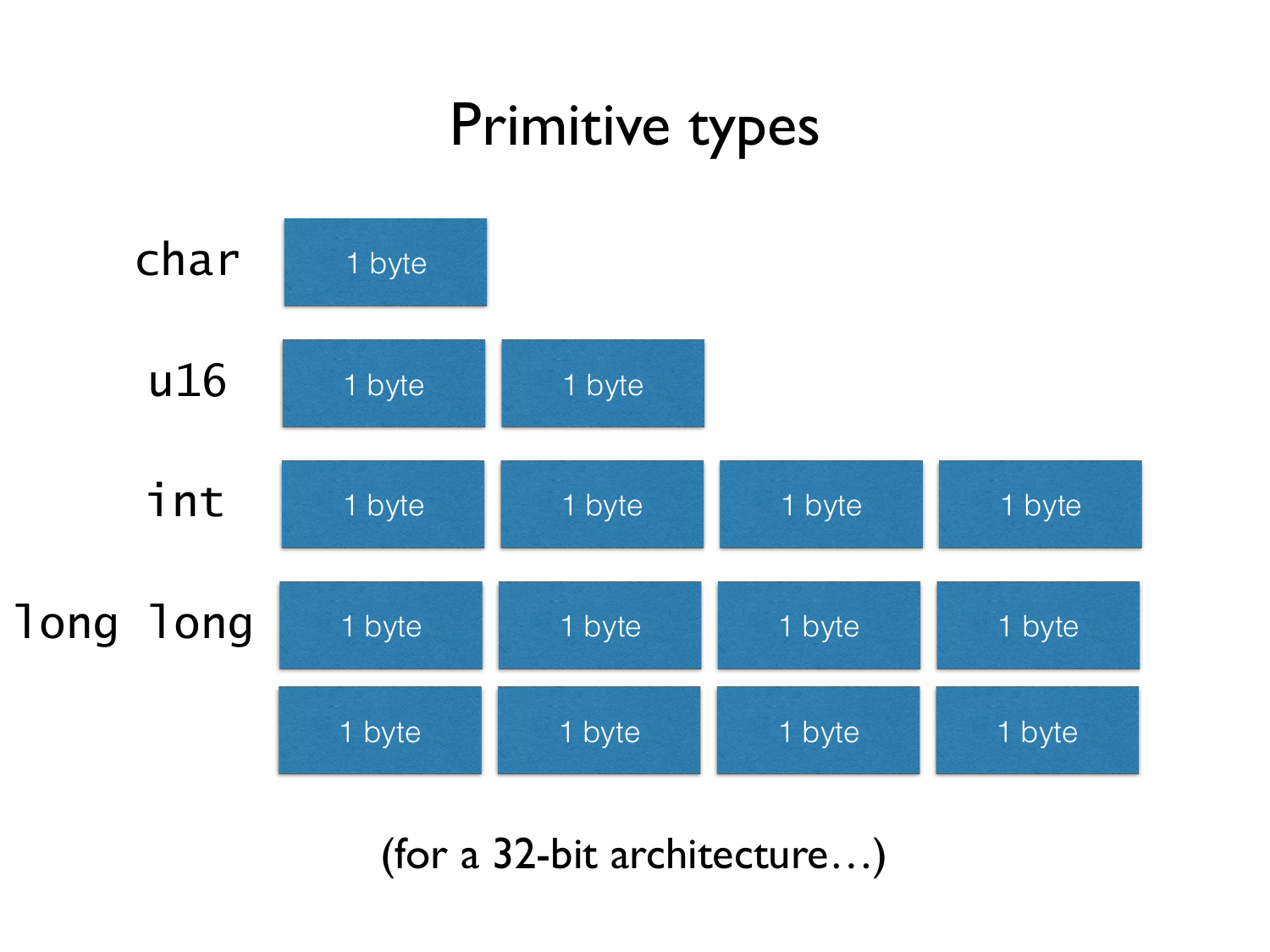# Primitive types

| | | | | |
|---|---|---|---|---|
| `char` | 1 byte | | | |
| `u16` | 1 byte | 1 byte | | |
| `int` | 1 byte | 1 byte | 1 byte | 1 byte |
| `long long` | 1 byte | 1 byte | 1 byte | 1 byte |
| | 1 byte | 1 byte | 1 byte | 1 byte |

(for a 32-bit architecture…)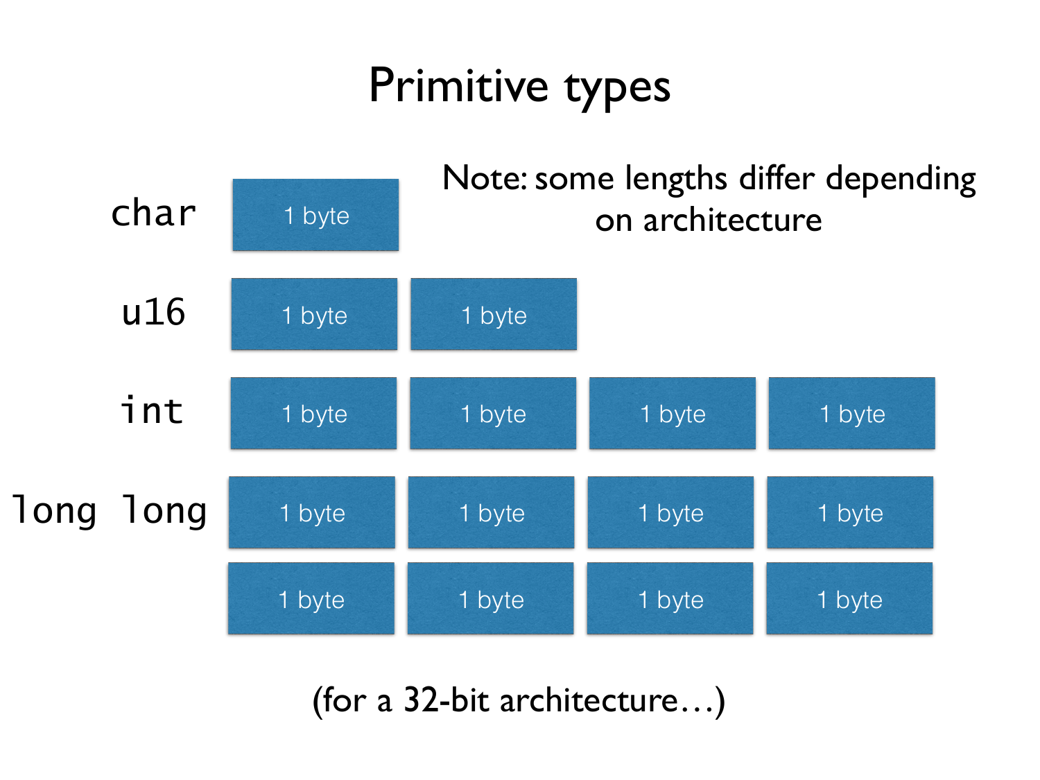# Primitive types

Note: some lengths differ depending on architecture

| Type | Bytes | | | |
|---|---|---|---|---|
| `char` | 1 byte | | | |
| `u16` | 1 byte | 1 byte | | |
| `int` | 1 byte | 1 byte | 1 byte | 1 byte |
| `long long` | 1 byte | 1 byte | 1 byte | 1 byte |
| | 1 byte | 1 byte | 1 byte | 1 byte |

(for a 32-bit architecture…)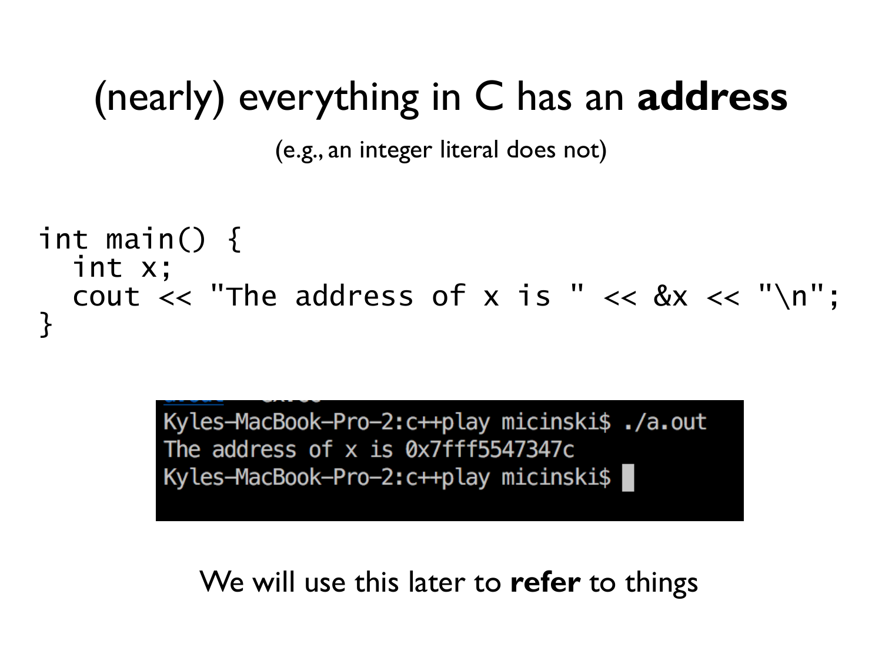# (nearly) everything in C has an **address**

(e.g., an integer literal does not)

```
int main() {
  int x;
  cout << "The address of x is " << &x << "\n";
}
```

```
Kyles-MacBook-Pro-2:c++play micinski$ ./a.out
The address of x is 0x7fff5547347c
Kyles-MacBook-Pro-2:c++play micinski$
```

We will use this later to **refer** to things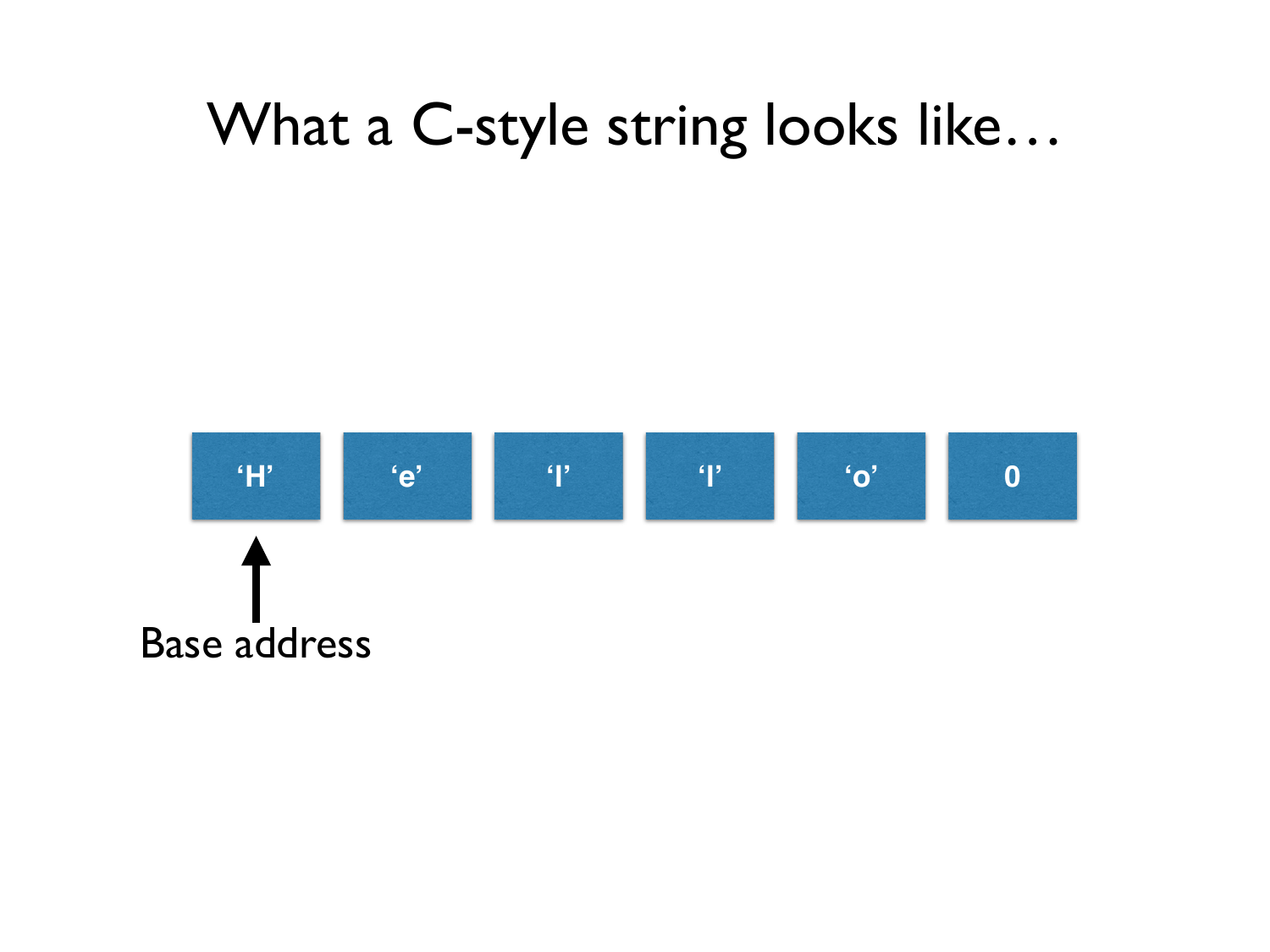# What a C-style string looks like…

| ‘H’ | ‘e’ | ‘l’ | ‘l’ | ‘o’ | 0 |
|---|---|---|---|---|---|

↑

Base address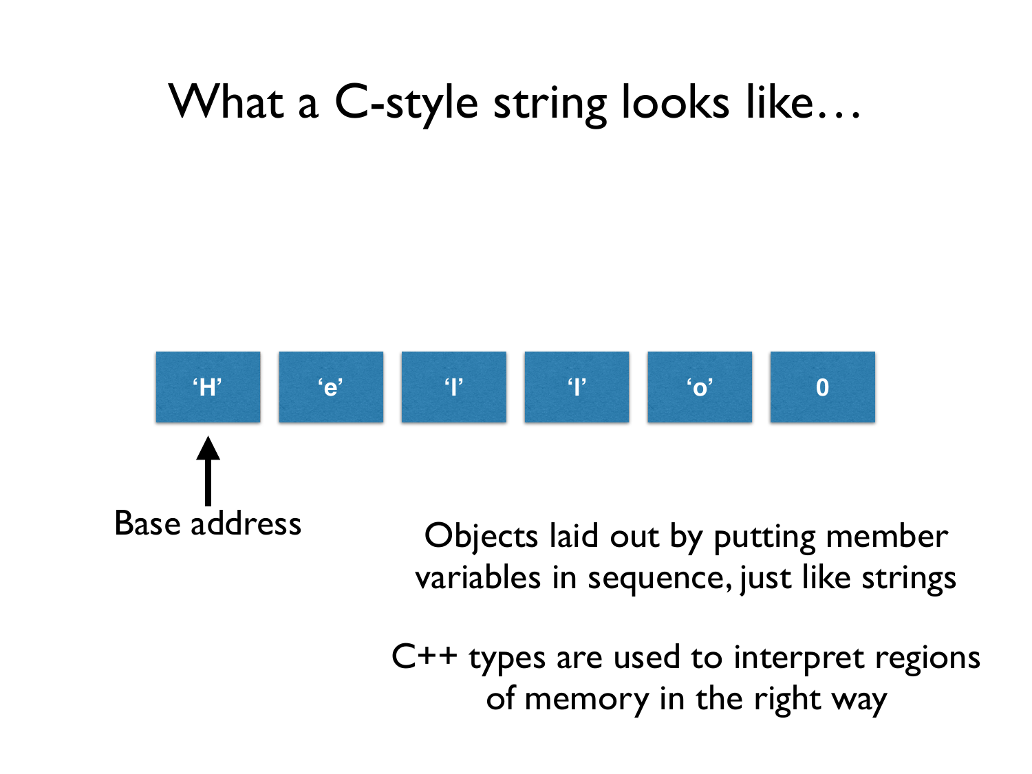# What a C-style string looks like…

| ‘H’ | ‘e’ | ‘l’ | ‘l’ | ‘o’ | 0 |
|---|---|---|---|---|---|

↑ Base address

Objects laid out by putting member variables in sequence, just like strings

C++ types are used to interpret regions of memory in the right way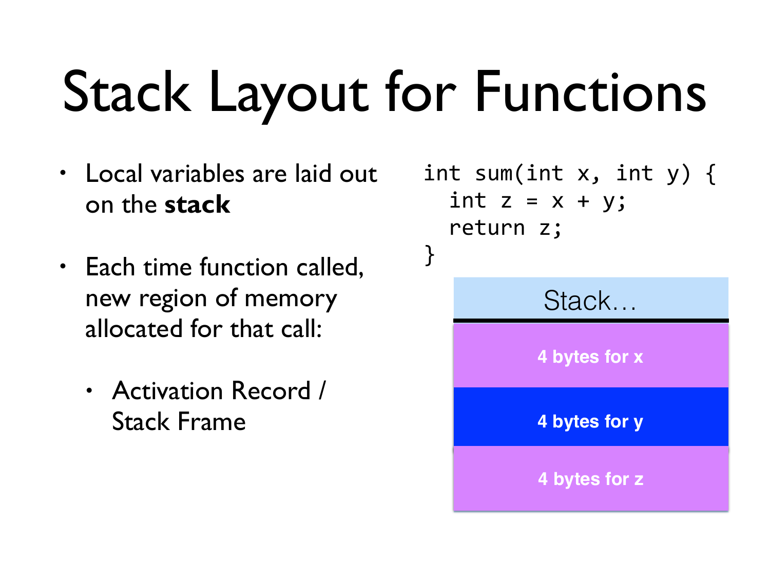# Stack Layout for Functions

- Local variables are laid out on the **stack**
- Each time function called, new region of memory allocated for that call:
  - Activation Record / Stack Frame

```
int sum(int x, int y) {
  int z = x + y;
  return z;
}
```

| Stack… |
| --- |
| 4 bytes for x |
| 4 bytes for y |
| 4 bytes for z |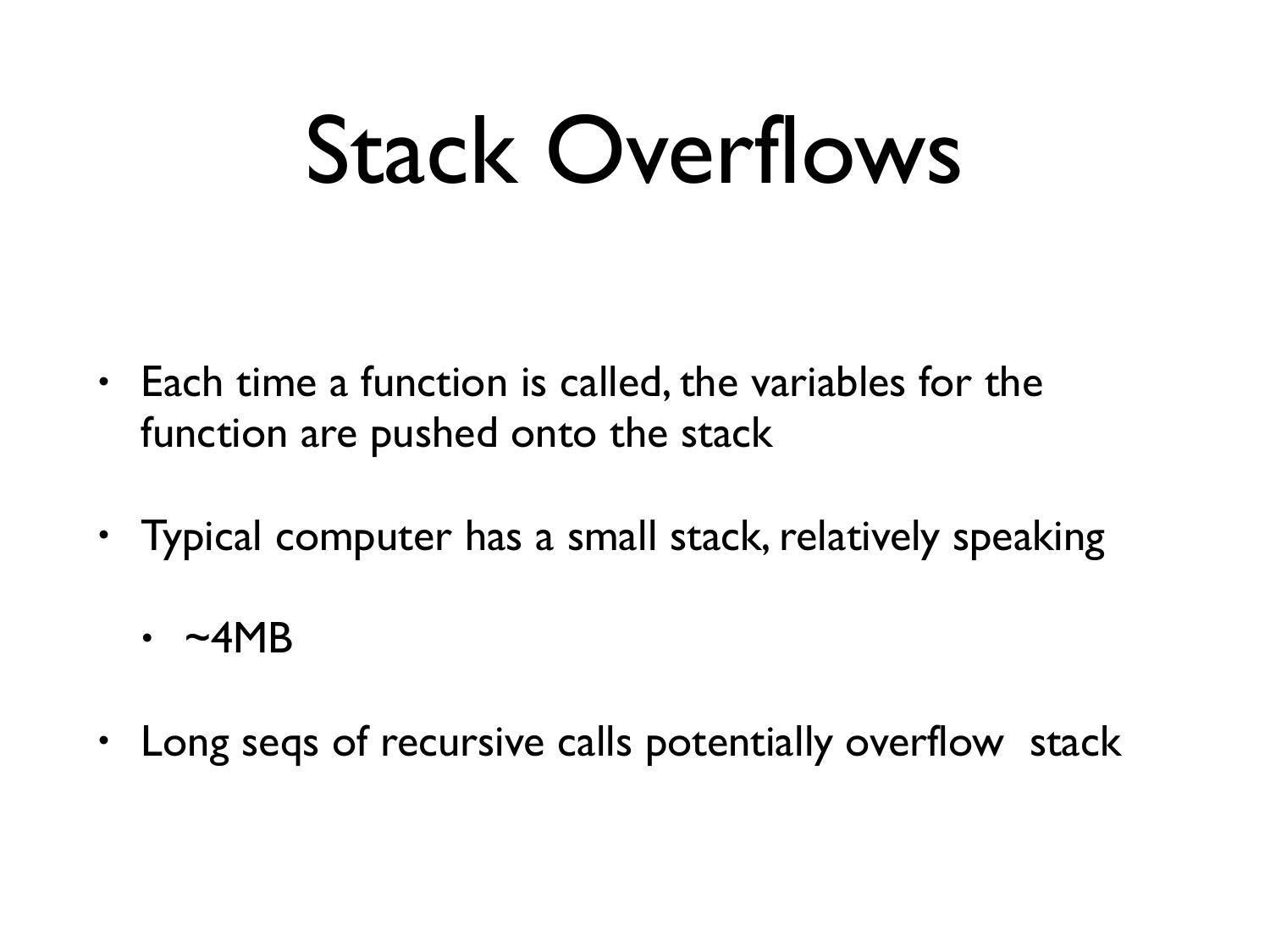# Stack Overflows

- Each time a function is called, the variables for the function are pushed onto the stack
- Typical computer has a small stack, relatively speaking
  - ~4MB
- Long seqs of recursive calls potentially overflow  stack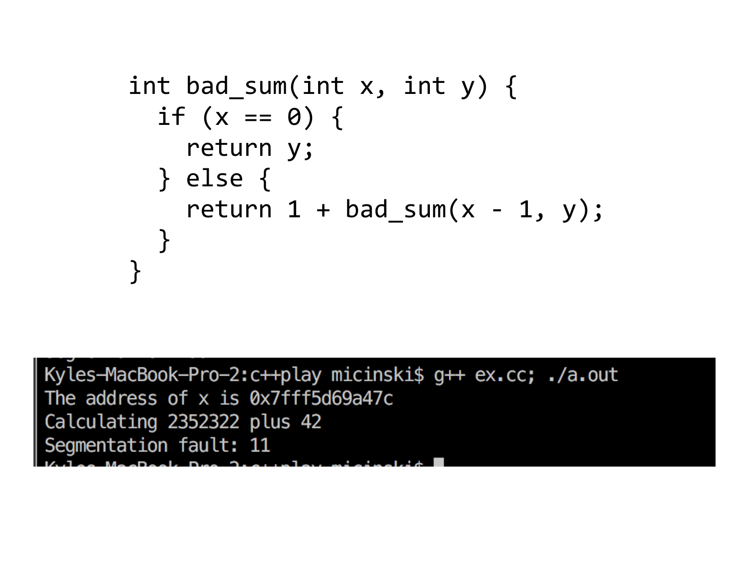```
int bad_sum(int x, int y) {
  if (x == 0) {
    return y;
  } else {
    return 1 + bad_sum(x - 1, y);
  }
}
```

```
Kyles-MacBook-Pro-2:c++play micinski$ g++ ex.cc; ./a.out
The address of x is 0x7fff5d69a47c
Calculating 2352322 plus 42
Segmentation fault: 11
```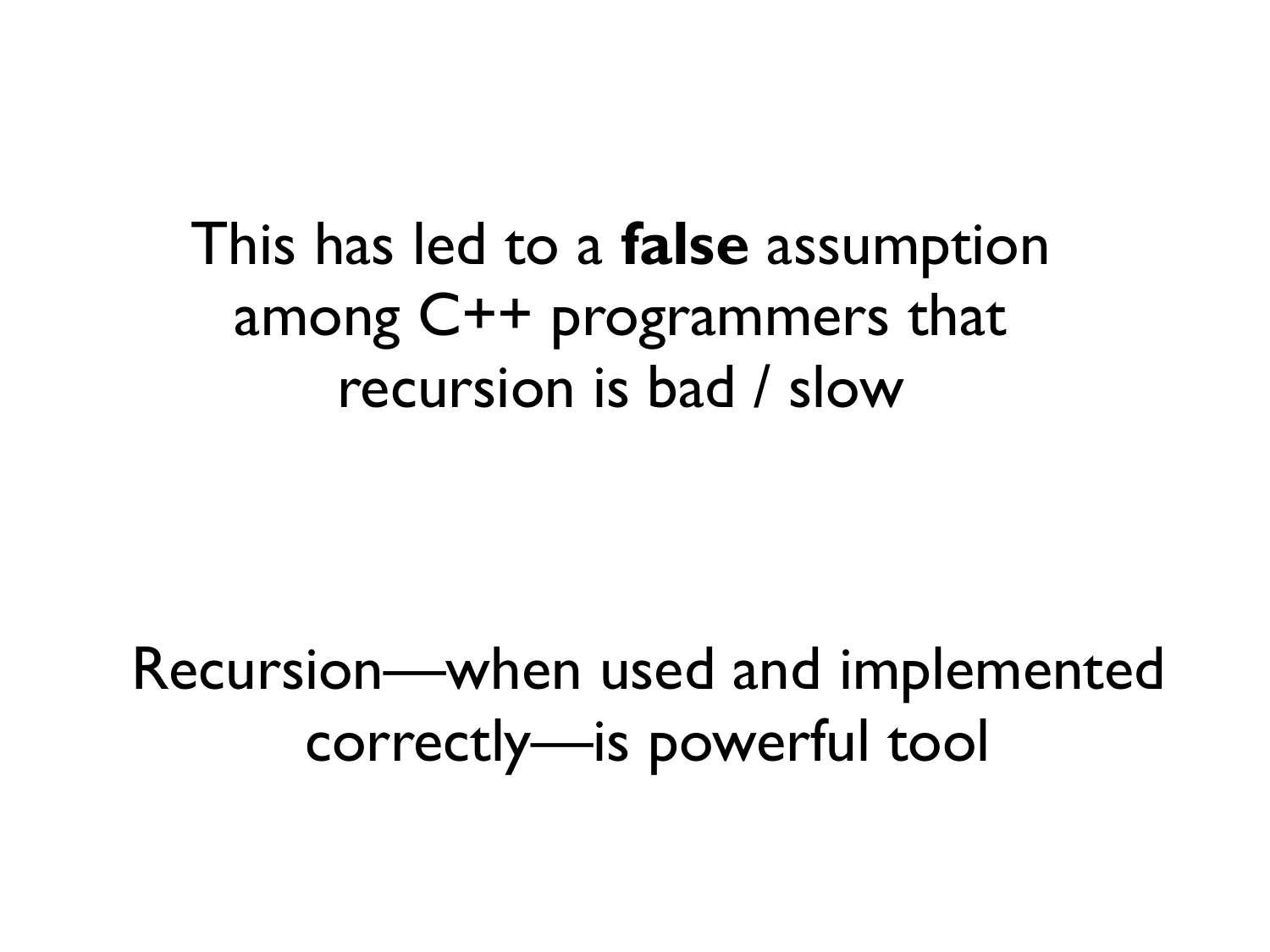This has led to a **false** assumption among C++ programmers that recursion is bad / slow

Recursion—when used and implemented correctly—is powerful tool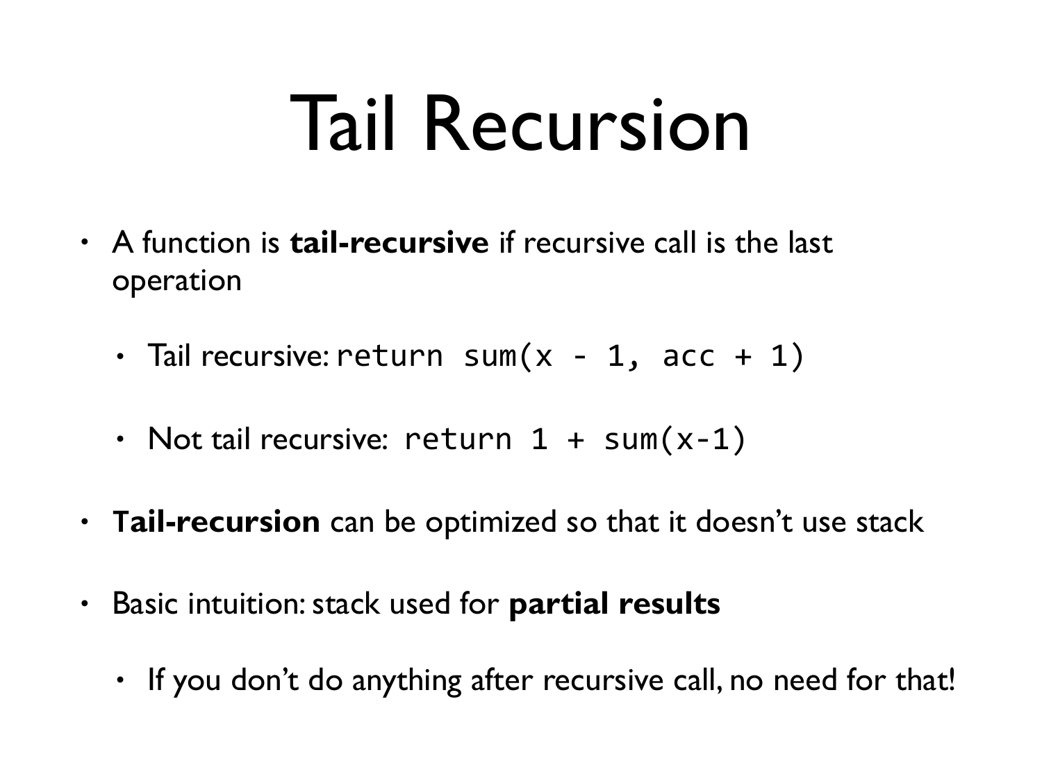# Tail Recursion

- A function is **tail-recursive** if recursive call is the last operation
  - Tail recursive: `return sum(x - 1, acc + 1)`
  - Not tail recursive: `return 1 + sum(x-1)`
- **Tail-recursion** can be optimized so that it doesn't use stack
- Basic intuition: stack used for **partial results**
  - If you don't do anything after recursive call, no need for that!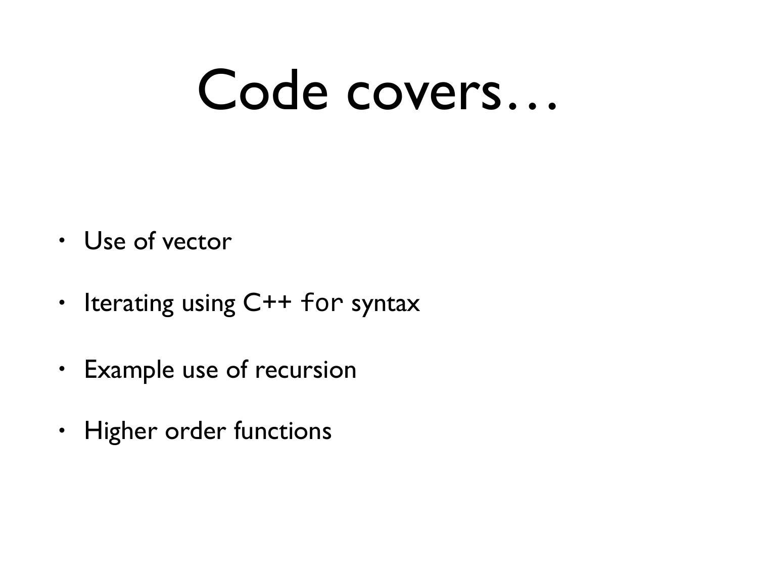# Code covers…

- Use of vector
- Iterating using C++ `for` syntax
- Example use of recursion
- Higher order functions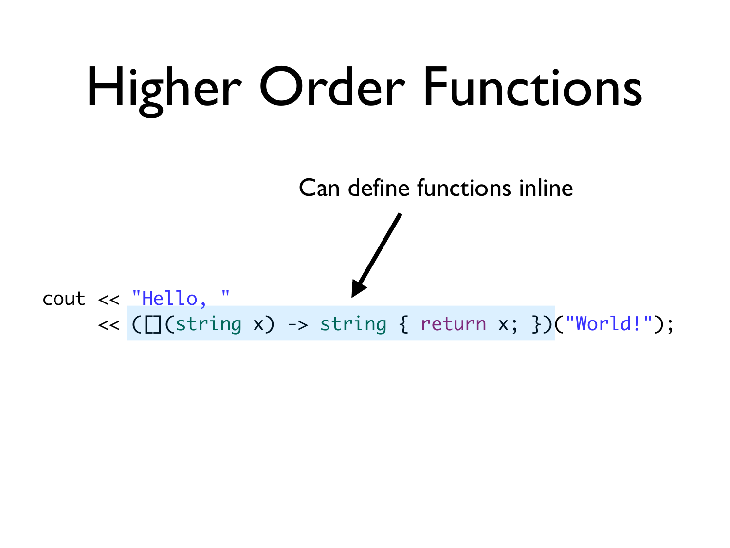# Higher Order Functions

Can define functions inline

```
cout << "Hello, "
     << ([](string x) -> string { return x; })("World!");
```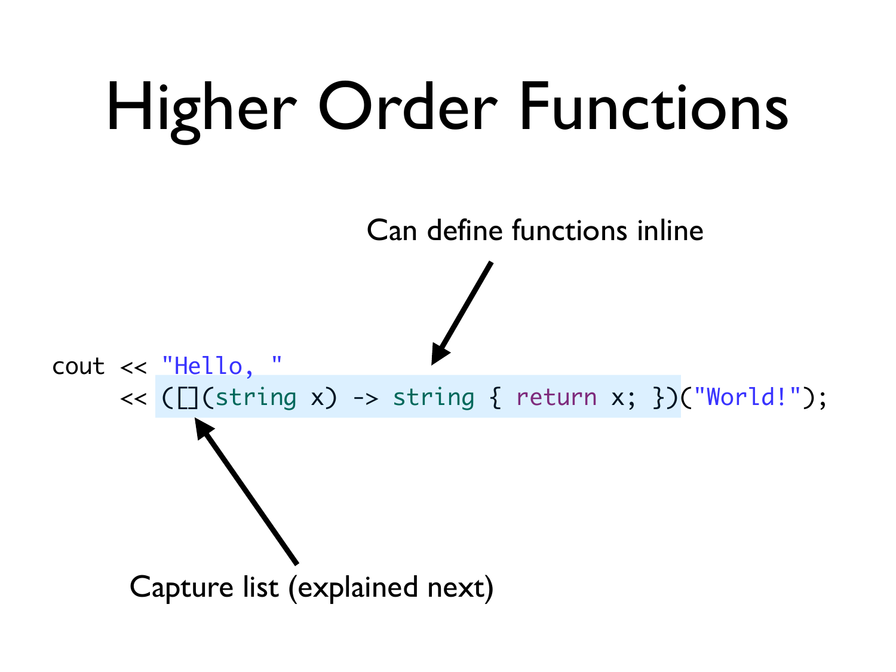# Higher Order Functions

Can define functions inline

```
cout << "Hello, "
     << ([](string x) -> string { return x; })("World!");
```

Capture list (explained next)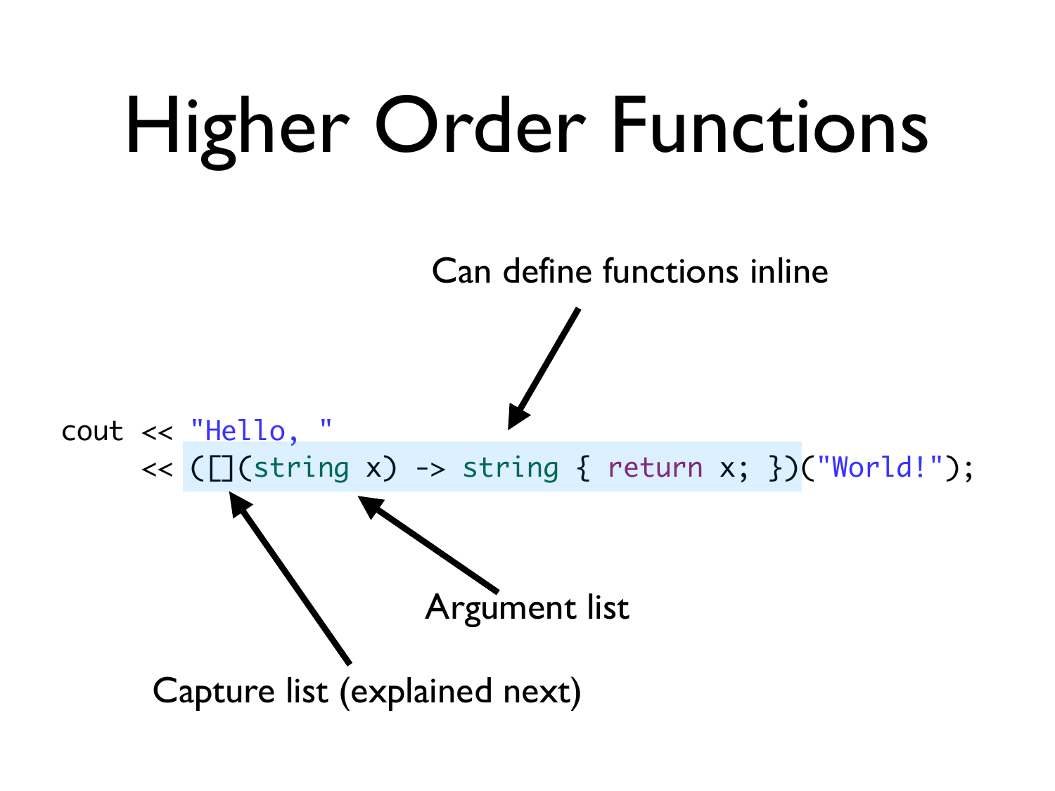# Higher Order Functions

Can define functions inline

```
cout << "Hello, "
     << ([](string x) -> string { return x; })("World!");
```

Argument list

Capture list (explained next)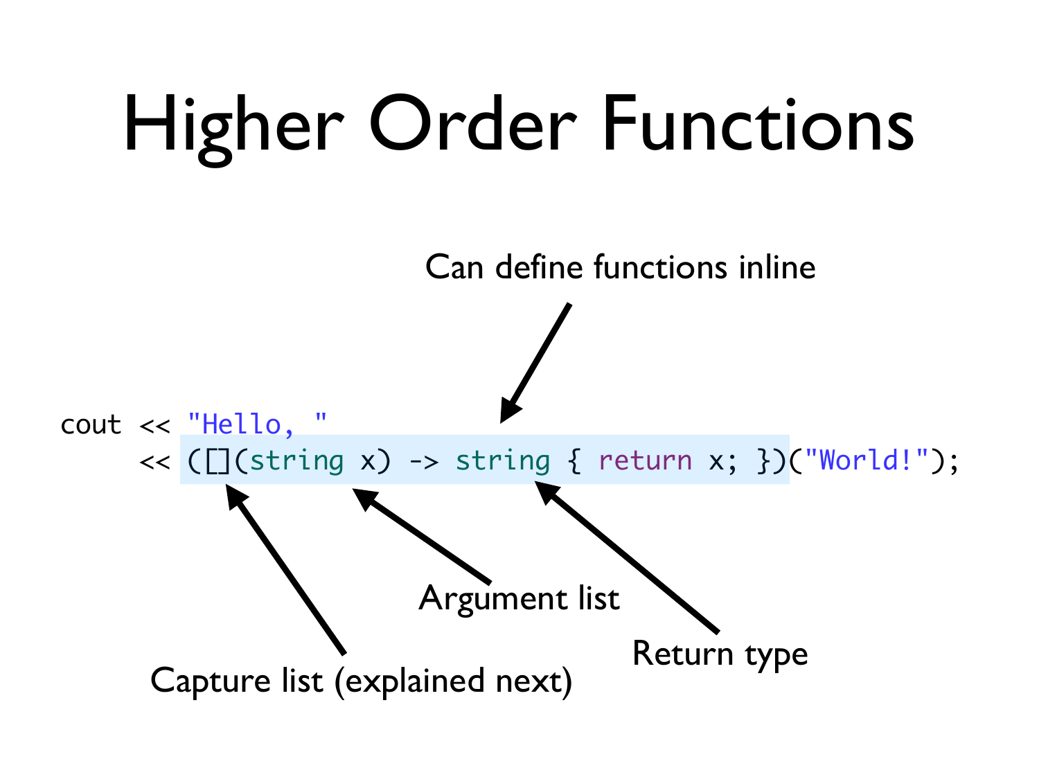# Higher Order Functions

Can define functions inline

```
cout << "Hello, "
     << ([](string x) -> string { return x; })("World!");
```

Capture list (explained next)

Argument list

Return type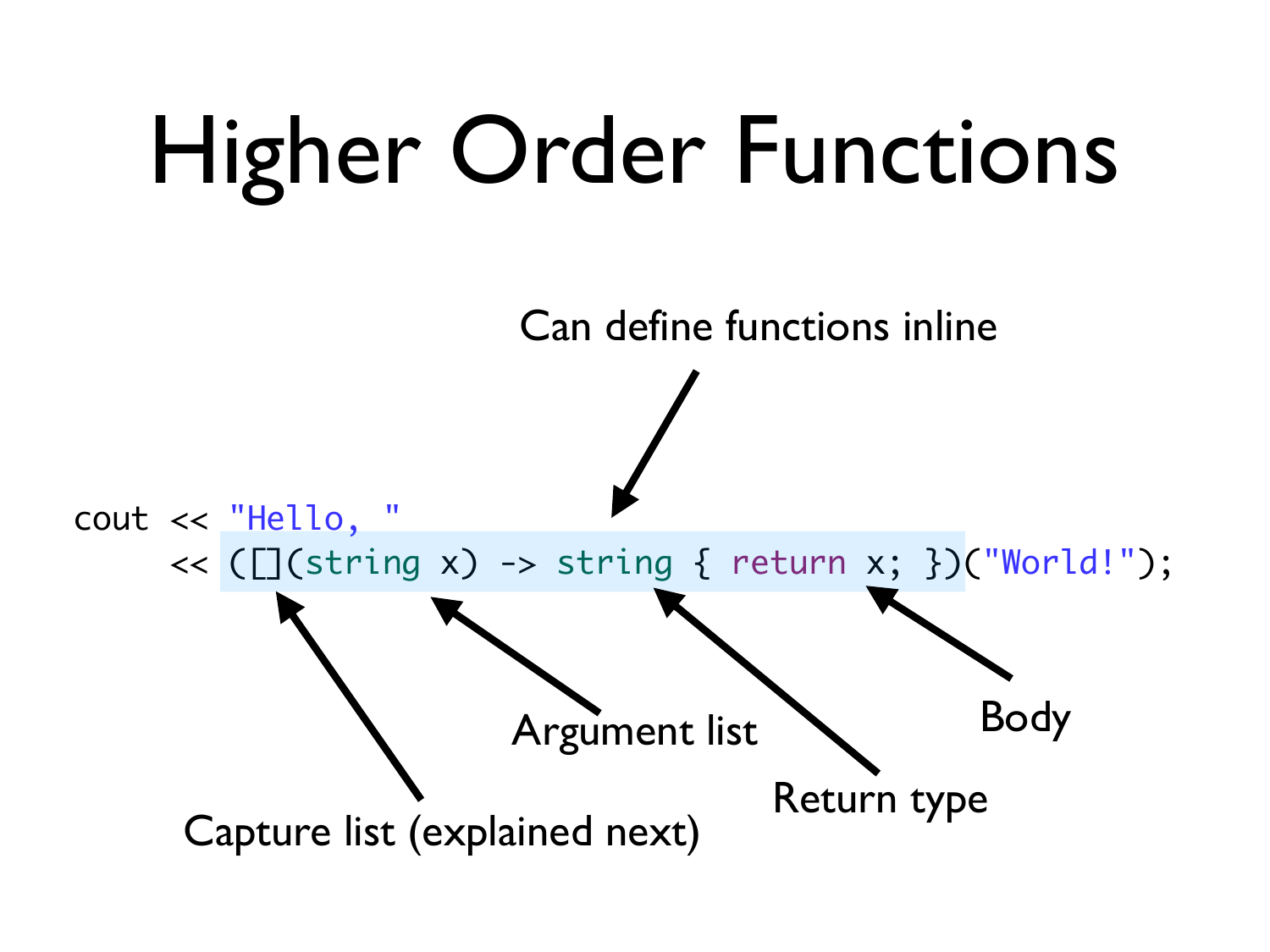# Higher Order Functions

Can define functions inline

```
cout << "Hello, "
     << ([](string x) -> string { return x; })("World!");
```

Capture list (explained next)

Argument list

Return type

Body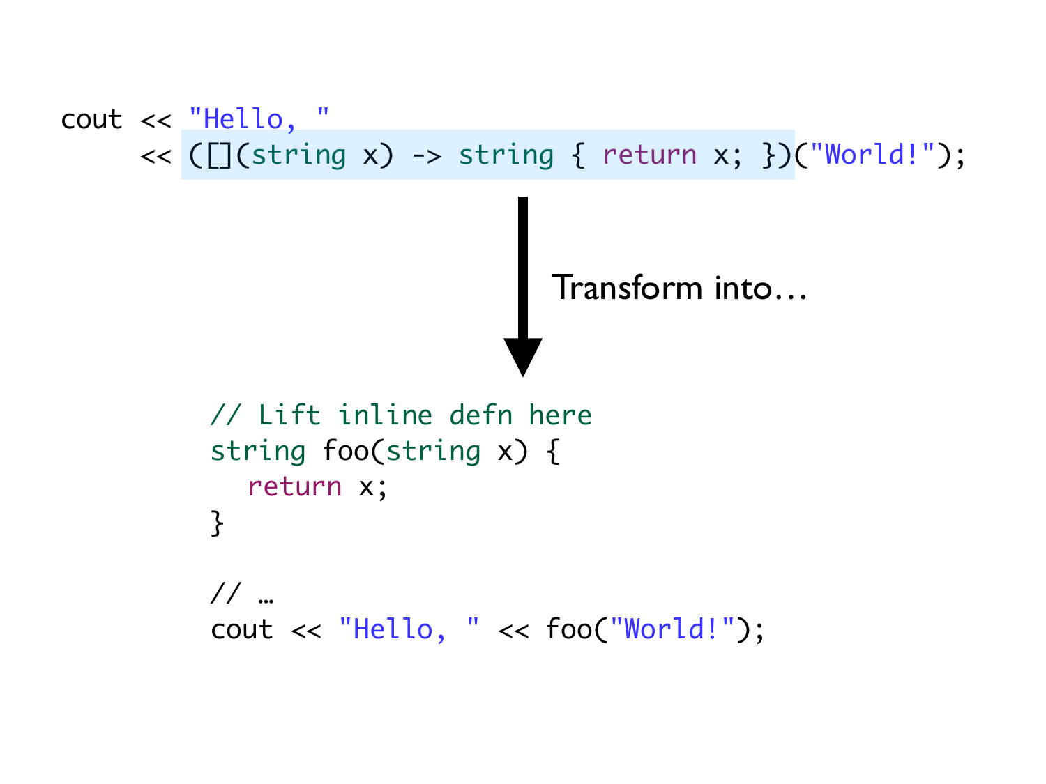```
cout << "Hello, "
     << ([](string x) -> string { return x; })("World!");
```

Transform into…

```
// Lift inline defn here
string foo(string x) {
  return x;
}

// …
cout << "Hello, " << foo("World!");
```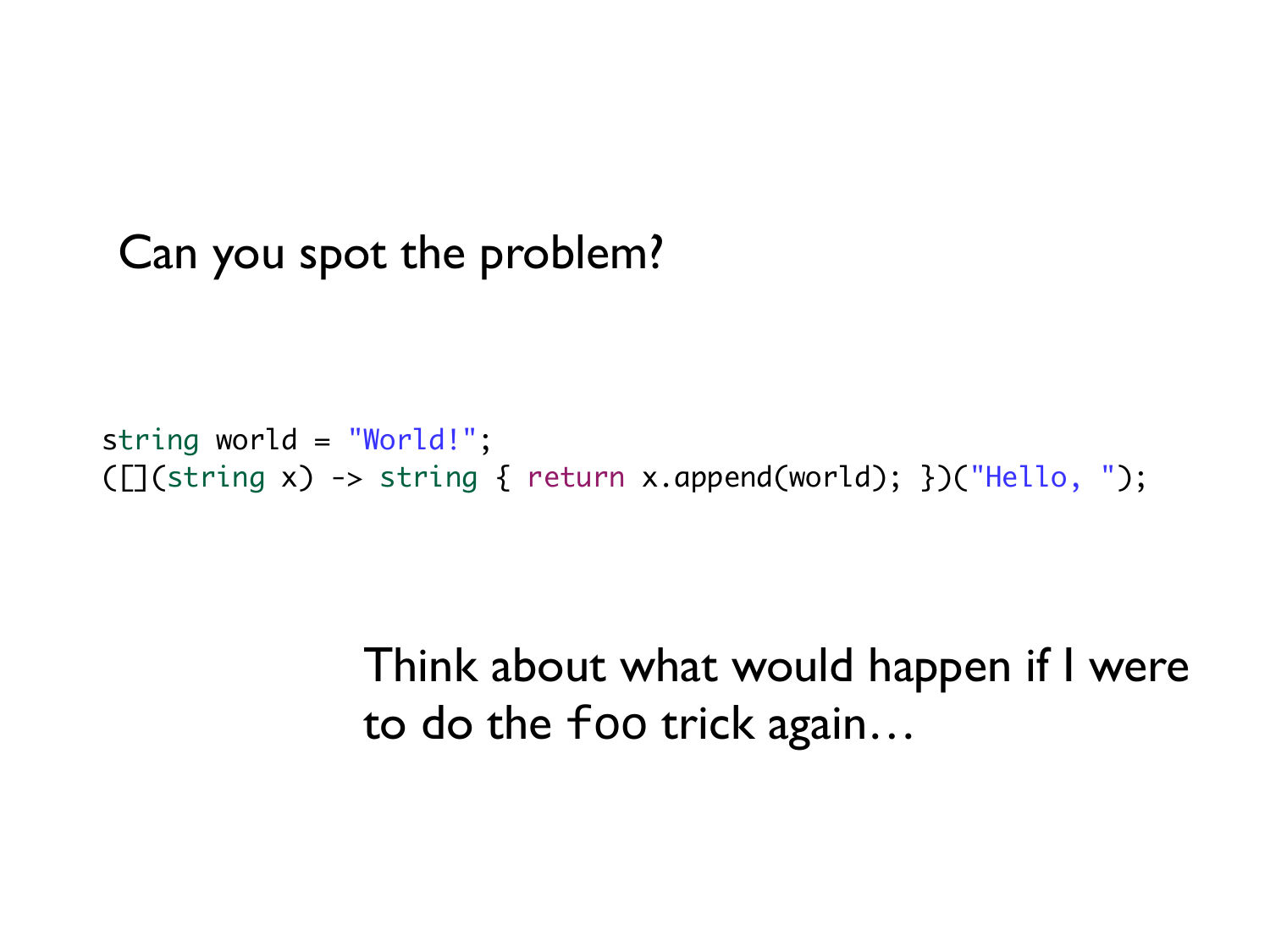Can you spot the problem?

```
string world = "World!";
([](string x) -> string { return x.append(world); })("Hello, ");
```

Think about what would happen if I were to do the `foo` trick again…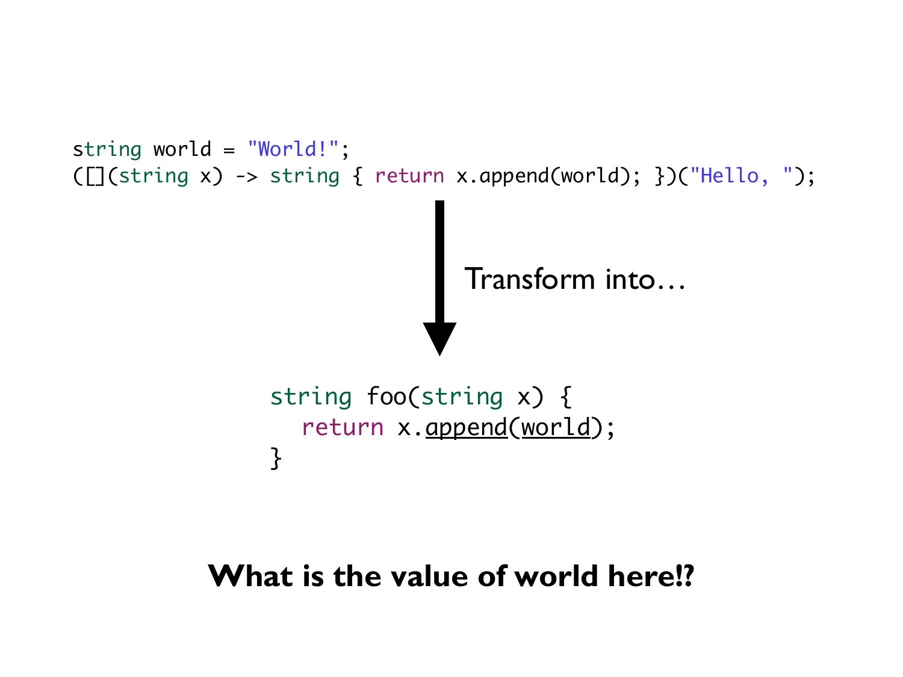```
string world = "World!";
([](string x) -> string { return x.append(world); })("Hello, ");
```

Transform into…

```
string foo(string x) {
  return x.append(world);
}
```

**What is the value of world here!?**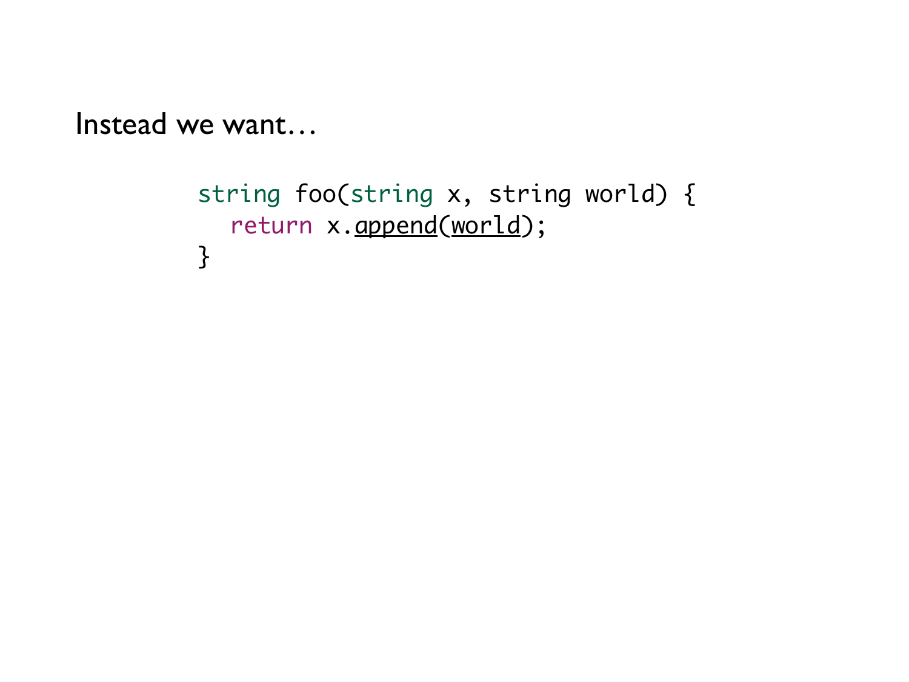Instead we want…

```
string foo(string x, string world) {
  return x.append(world);
}
```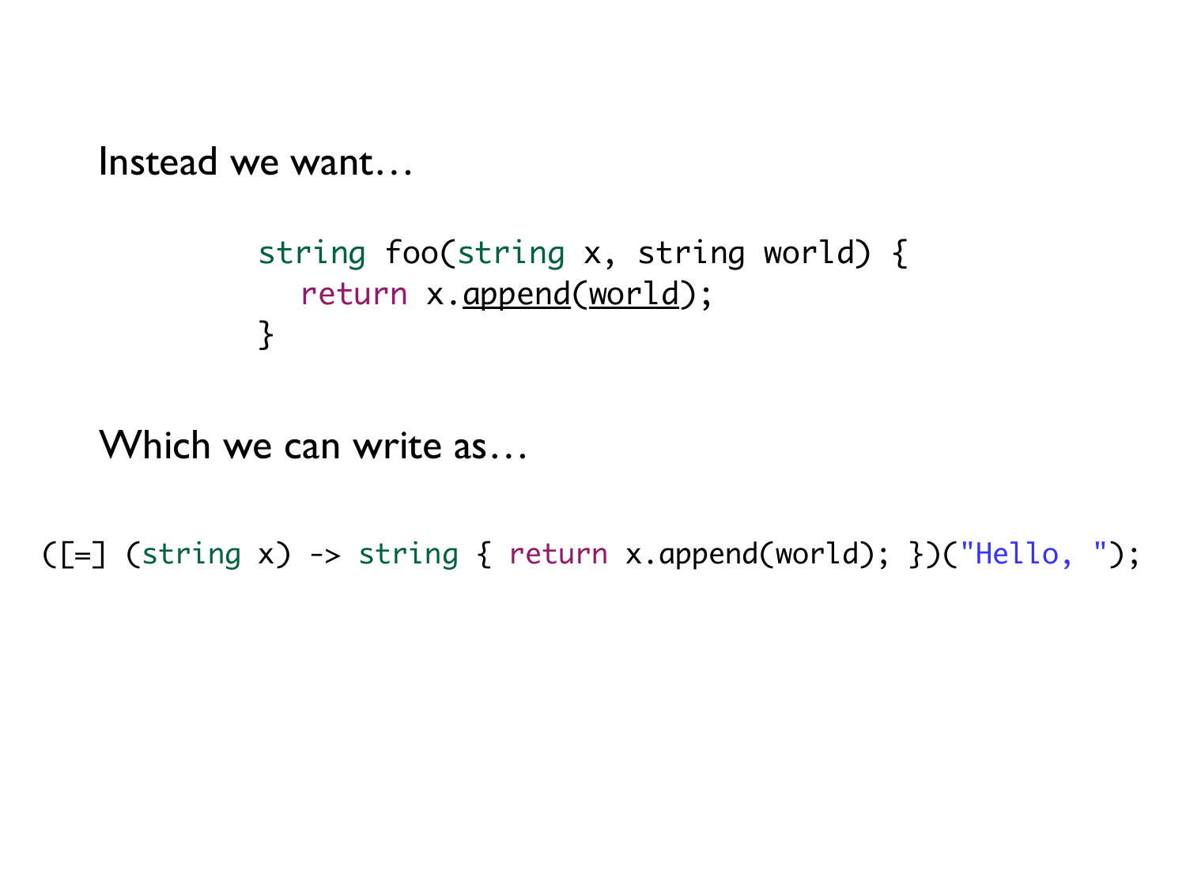Instead we want…

```
string foo(string x, string world) {
  return x.append(world);
}
```

Which we can write as…

```
([=] (string x) -> string { return x.append(world); })("Hello, ");
```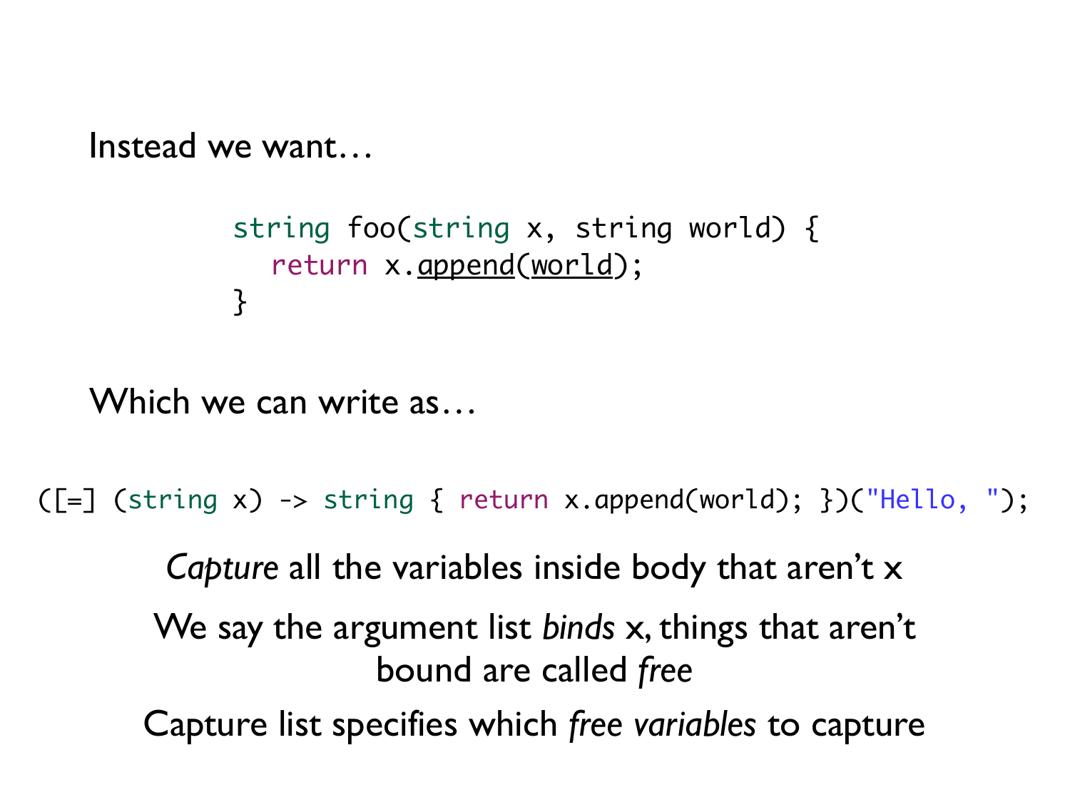Instead we want…

```
string foo(string x, string world) {
  return x.append(world);
}
```

Which we can write as…

```
([=] (string x) -> string { return x.append(world); })("Hello, ");
```

*Capture* all the variables inside body that aren't x

We say the argument list *binds* x, things that aren't bound are called *free*

Capture list specifies which *free variables* to capture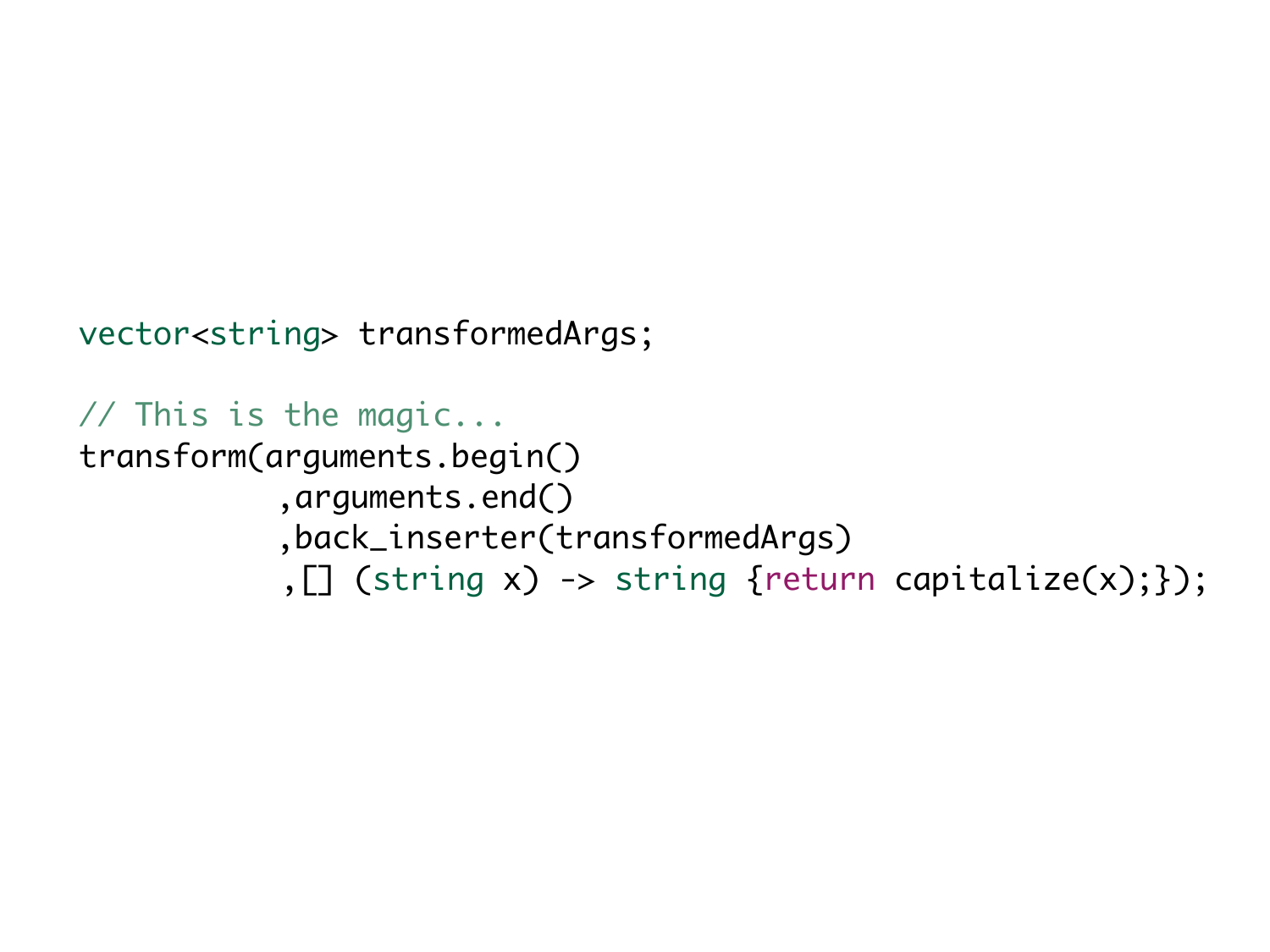```
vector<string> transformedArgs;

// This is the magic...
transform(arguments.begin()
          ,arguments.end()
          ,back_inserter(transformedArgs)
          ,[] (string x) -> string {return capitalize(x);});
```